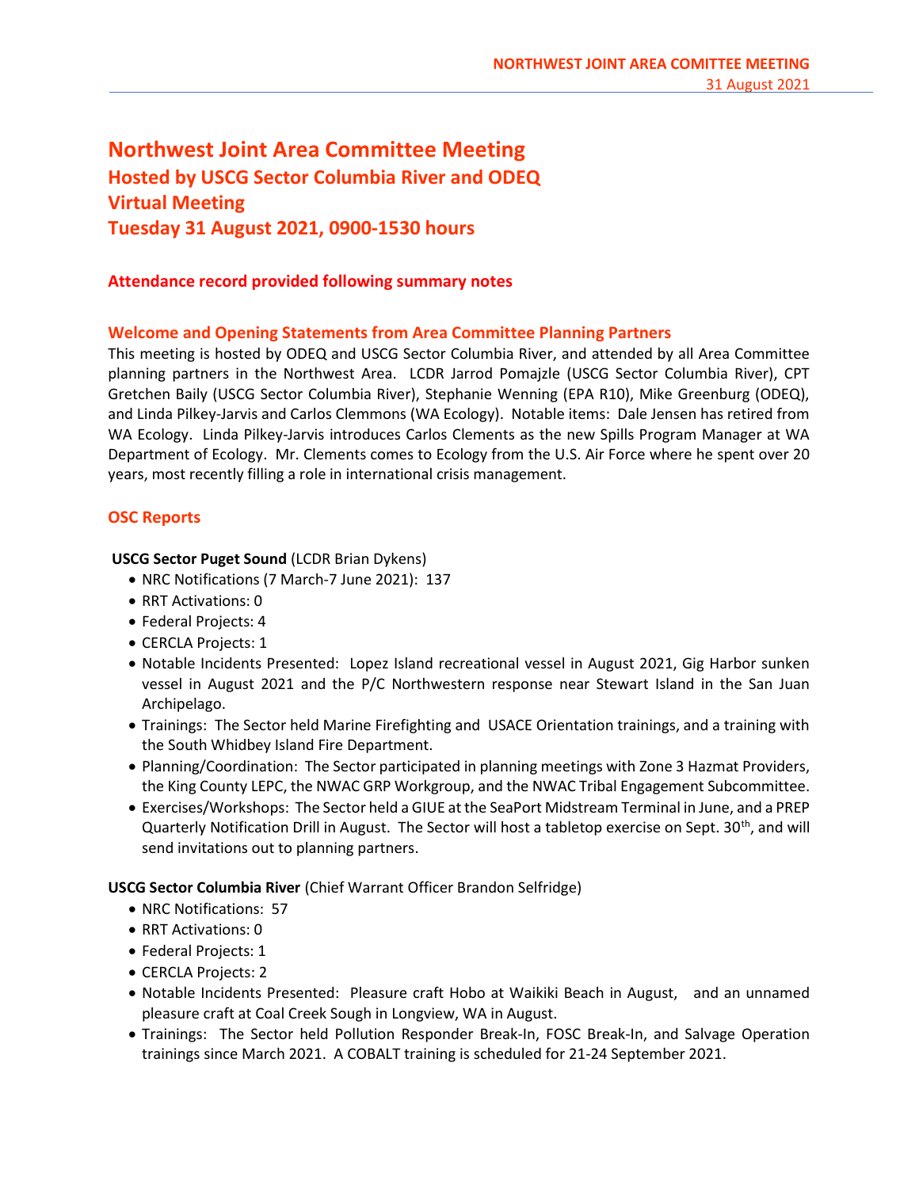# Northwest Joint Area Committee Meeting
## Hosted by USCG Sector Columbia River and ODEQ
## Virtual Meeting
## Tuesday 31 August 2021, 0900-1530 hours

**Attendance record provided following summary notes**

### Welcome and Opening Statements from Area Committee Planning Partners

This meeting is hosted by ODEQ and USCG Sector Columbia River, and attended by all Area Committee planning partners in the Northwest Area. LCDR Jarrod Pomajzle (USCG Sector Columbia River), CPT Gretchen Baily (USCG Sector Columbia River), Stephanie Wenning (EPA R10), Mike Greenburg (ODEQ), and Linda Pilkey-Jarvis and Carlos Clemmons (WA Ecology). Notable items: Dale Jensen has retired from WA Ecology. Linda Pilkey-Jarvis introduces Carlos Clements as the new Spills Program Manager at WA Department of Ecology. Mr. Clements comes to Ecology from the U.S. Air Force where he spent over 20 years, most recently filling a role in international crisis management.

### OSC Reports

**USCG Sector Puget Sound** (LCDR Brian Dykens)

- NRC Notifications (7 March-7 June 2021): 137
- RRT Activations: 0
- Federal Projects: 4
- CERCLA Projects: 1
- Notable Incidents Presented: Lopez Island recreational vessel in August 2021, Gig Harbor sunken vessel in August 2021 and the P/C Northwestern response near Stewart Island in the San Juan Archipelago.
- Trainings: The Sector held Marine Firefighting and USACE Orientation trainings, and a training with the South Whidbey Island Fire Department.
- Planning/Coordination: The Sector participated in planning meetings with Zone 3 Hazmat Providers, the King County LEPC, the NWAC GRP Workgroup, and the NWAC Tribal Engagement Subcommittee.
- Exercises/Workshops: The Sector held a GIUE at the SeaPort Midstream Terminal in June, and a PREP Quarterly Notification Drill in August. The Sector will host a tabletop exercise on Sept. 30th, and will send invitations out to planning partners.

**USCG Sector Columbia River** (Chief Warrant Officer Brandon Selfridge)

- NRC Notifications: 57
- RRT Activations: 0
- Federal Projects: 1
- CERCLA Projects: 2
- Notable Incidents Presented: Pleasure craft Hobo at Waikiki Beach in August, and an unnamed pleasure craft at Coal Creek Sough in Longview, WA in August.
- Trainings: The Sector held Pollution Responder Break-In, FOSC Break-In, and Salvage Operation trainings since March 2021. A COBALT training is scheduled for 21-24 September 2021.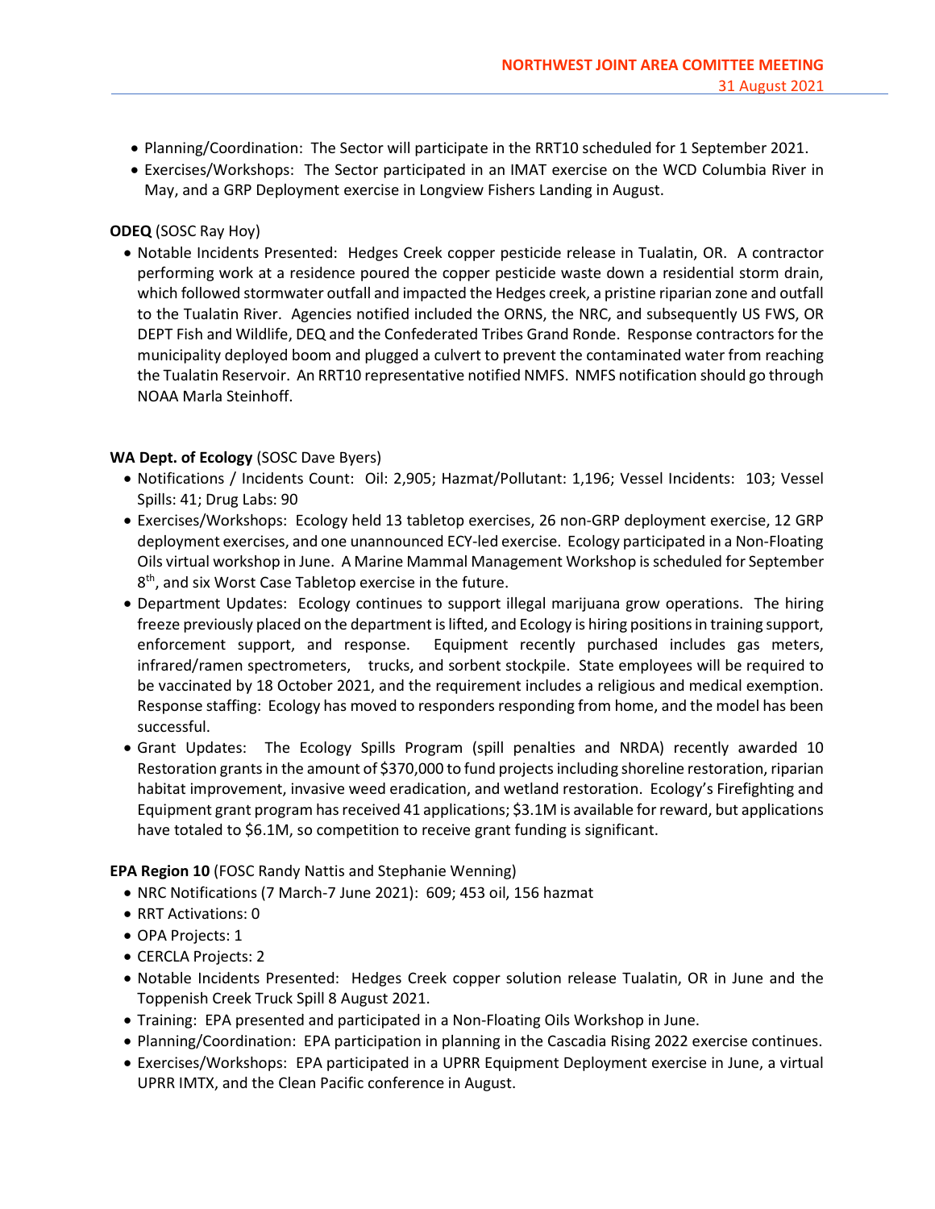- Planning/Coordination: The Sector will participate in the RRT10 scheduled for 1 September 2021.
- Exercises/Workshops: The Sector participated in an IMAT exercise on the WCD Columbia River in May, and a GRP Deployment exercise in Longview Fishers Landing in August.

**ODEQ** (SOSC Ray Hoy)

- Notable Incidents Presented: Hedges Creek copper pesticide release in Tualatin, OR. A contractor performing work at a residence poured the copper pesticide waste down a residential storm drain, which followed stormwater outfall and impacted the Hedges creek, a pristine riparian zone and outfall to the Tualatin River. Agencies notified included the ORNS, the NRC, and subsequently US FWS, OR DEPT Fish and Wildlife, DEQ and the Confederated Tribes Grand Ronde. Response contractors for the municipality deployed boom and plugged a culvert to prevent the contaminated water from reaching the Tualatin Reservoir. An RRT10 representative notified NMFS. NMFS notification should go through NOAA Marla Steinhoff.

**WA Dept. of Ecology** (SOSC Dave Byers)

- Notifications / Incidents Count: Oil: 2,905; Hazmat/Pollutant: 1,196; Vessel Incidents: 103; Vessel Spills: 41; Drug Labs: 90
- Exercises/Workshops: Ecology held 13 tabletop exercises, 26 non-GRP deployment exercise, 12 GRP deployment exercises, and one unannounced ECY-led exercise. Ecology participated in a Non-Floating Oils virtual workshop in June. A Marine Mammal Management Workshop is scheduled for September 8th, and six Worst Case Tabletop exercise in the future.
- Department Updates: Ecology continues to support illegal marijuana grow operations. The hiring freeze previously placed on the department is lifted, and Ecology is hiring positions in training support, enforcement support, and response. Equipment recently purchased includes gas meters, infrared/ramen spectrometers, trucks, and sorbent stockpile. State employees will be required to be vaccinated by 18 October 2021, and the requirement includes a religious and medical exemption. Response staffing: Ecology has moved to responders responding from home, and the model has been successful.
- Grant Updates: The Ecology Spills Program (spill penalties and NRDA) recently awarded 10 Restoration grants in the amount of $370,000 to fund projects including shoreline restoration, riparian habitat improvement, invasive weed eradication, and wetland restoration. Ecology's Firefighting and Equipment grant program has received 41 applications; $3.1M is available for reward, but applications have totaled to $6.1M, so competition to receive grant funding is significant.

**EPA Region 10** (FOSC Randy Nattis and Stephanie Wenning)

- NRC Notifications (7 March-7 June 2021): 609; 453 oil, 156 hazmat
- RRT Activations: 0
- OPA Projects: 1
- CERCLA Projects: 2
- Notable Incidents Presented: Hedges Creek copper solution release Tualatin, OR in June and the Toppenish Creek Truck Spill 8 August 2021.
- Training: EPA presented and participated in a Non-Floating Oils Workshop in June.
- Planning/Coordination: EPA participation in planning in the Cascadia Rising 2022 exercise continues.
- Exercises/Workshops: EPA participated in a UPRR Equipment Deployment exercise in June, a virtual UPRR IMTX, and the Clean Pacific conference in August.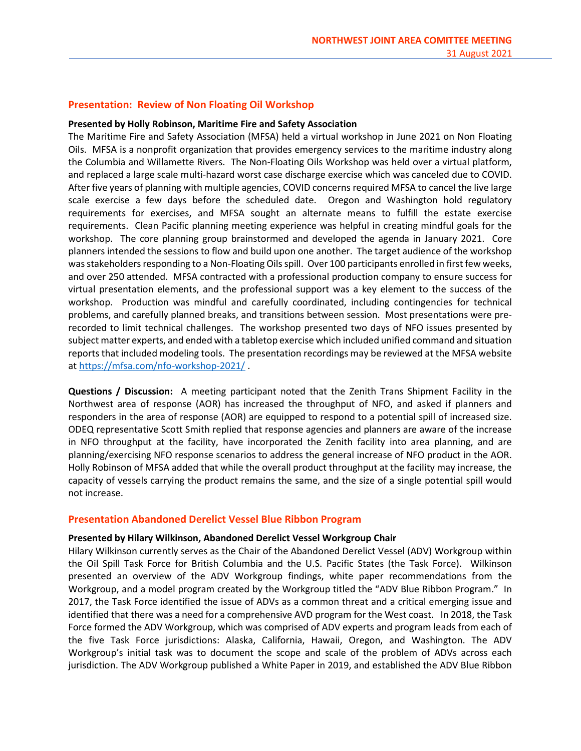## Presentation: Review of Non Floating Oil Workshop

**Presented by Holly Robinson, Maritime Fire and Safety Association**

The Maritime Fire and Safety Association (MFSA) held a virtual workshop in June 2021 on Non Floating Oils. MFSA is a nonprofit organization that provides emergency services to the maritime industry along the Columbia and Willamette Rivers. The Non-Floating Oils Workshop was held over a virtual platform, and replaced a large scale multi-hazard worst case discharge exercise which was canceled due to COVID. After five years of planning with multiple agencies, COVID concerns required MFSA to cancel the live large scale exercise a few days before the scheduled date. Oregon and Washington hold regulatory requirements for exercises, and MFSA sought an alternate means to fulfill the estate exercise requirements. Clean Pacific planning meeting experience was helpful in creating mindful goals for the workshop. The core planning group brainstormed and developed the agenda in January 2021. Core planners intended the sessions to flow and build upon one another. The target audience of the workshop was stakeholders responding to a Non-Floating Oils spill. Over 100 participants enrolled in first few weeks, and over 250 attended. MFSA contracted with a professional production company to ensure success for virtual presentation elements, and the professional support was a key element to the success of the workshop. Production was mindful and carefully coordinated, including contingencies for technical problems, and carefully planned breaks, and transitions between session. Most presentations were pre-recorded to limit technical challenges. The workshop presented two days of NFO issues presented by subject matter experts, and ended with a tabletop exercise which included unified command and situation reports that included modeling tools. The presentation recordings may be reviewed at the MFSA website at https://mfsa.com/nfo-workshop-2021/ .

**Questions / Discussion:** A meeting participant noted that the Zenith Trans Shipment Facility in the Northwest area of response (AOR) has increased the throughput of NFO, and asked if planners and responders in the area of response (AOR) are equipped to respond to a potential spill of increased size. ODEQ representative Scott Smith replied that response agencies and planners are aware of the increase in NFO throughput at the facility, have incorporated the Zenith facility into area planning, and are planning/exercising NFO response scenarios to address the general increase of NFO product in the AOR. Holly Robinson of MFSA added that while the overall product throughput at the facility may increase, the capacity of vessels carrying the product remains the same, and the size of a single potential spill would not increase.

## Presentation Abandoned Derelict Vessel Blue Ribbon Program

**Presented by Hilary Wilkinson, Abandoned Derelict Vessel Workgroup Chair**

Hilary Wilkinson currently serves as the Chair of the Abandoned Derelict Vessel (ADV) Workgroup within the Oil Spill Task Force for British Columbia and the U.S. Pacific States (the Task Force). Wilkinson presented an overview of the ADV Workgroup findings, white paper recommendations from the Workgroup, and a model program created by the Workgroup titled the "ADV Blue Ribbon Program." In 2017, the Task Force identified the issue of ADVs as a common threat and a critical emerging issue and identified that there was a need for a comprehensive AVD program for the West coast. In 2018, the Task Force formed the ADV Workgroup, which was comprised of ADV experts and program leads from each of the five Task Force jurisdictions: Alaska, California, Hawaii, Oregon, and Washington. The ADV Workgroup's initial task was to document the scope and scale of the problem of ADVs across each jurisdiction. The ADV Workgroup published a White Paper in 2019, and established the ADV Blue Ribbon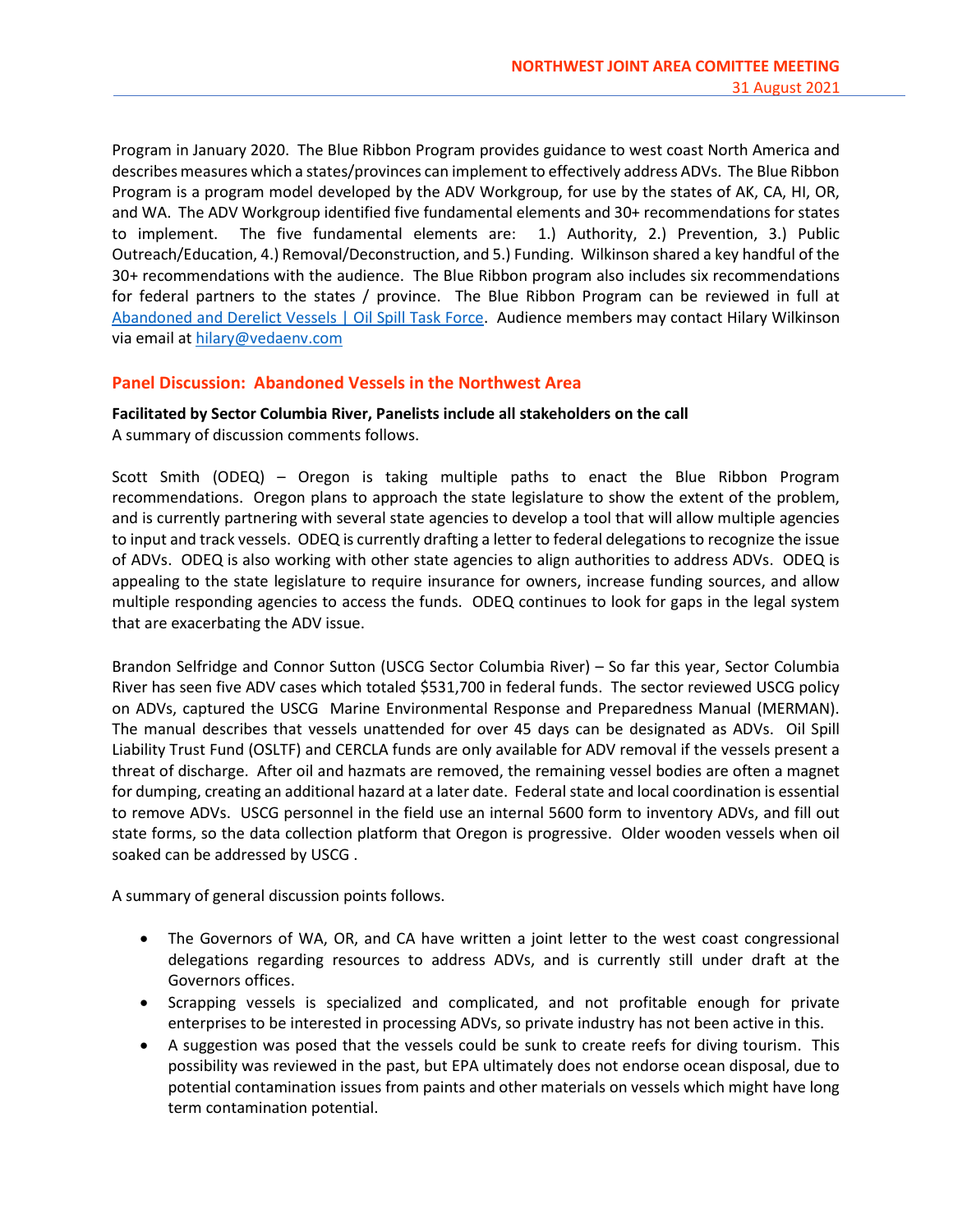Program in January 2020. The Blue Ribbon Program provides guidance to west coast North America and describes measures which a states/provinces can implement to effectively address ADVs. The Blue Ribbon Program is a program model developed by the ADV Workgroup, for use by the states of AK, CA, HI, OR, and WA. The ADV Workgroup identified five fundamental elements and 30+ recommendations for states to implement. The five fundamental elements are: 1.) Authority, 2.) Prevention, 3.) Public Outreach/Education, 4.) Removal/Deconstruction, and 5.) Funding. Wilkinson shared a key handful of the 30+ recommendations with the audience. The Blue Ribbon program also includes six recommendations for federal partners to the states / province. The Blue Ribbon Program can be reviewed in full at [Abandoned and Derelict Vessels | Oil Spill Task Force](). Audience members may contact Hilary Wilkinson via email at [hilary@vedaenv.com](mailto:hilary@vedaenv.com)

## Panel Discussion: Abandoned Vessels in the Northwest Area

**Facilitated by Sector Columbia River, Panelists include all stakeholders on the call**
A summary of discussion comments follows.

Scott Smith (ODEQ) – Oregon is taking multiple paths to enact the Blue Ribbon Program recommendations. Oregon plans to approach the state legislature to show the extent of the problem, and is currently partnering with several state agencies to develop a tool that will allow multiple agencies to input and track vessels. ODEQ is currently drafting a letter to federal delegations to recognize the issue of ADVs. ODEQ is also working with other state agencies to align authorities to address ADVs. ODEQ is appealing to the state legislature to require insurance for owners, increase funding sources, and allow multiple responding agencies to access the funds. ODEQ continues to look for gaps in the legal system that are exacerbating the ADV issue.

Brandon Selfridge and Connor Sutton (USCG Sector Columbia River) – So far this year, Sector Columbia River has seen five ADV cases which totaled $531,700 in federal funds. The sector reviewed USCG policy on ADVs, captured the USCG Marine Environmental Response and Preparedness Manual (MERMAN). The manual describes that vessels unattended for over 45 days can be designated as ADVs. Oil Spill Liability Trust Fund (OSLTF) and CERCLA funds are only available for ADV removal if the vessels present a threat of discharge. After oil and hazmats are removed, the remaining vessel bodies are often a magnet for dumping, creating an additional hazard at a later date. Federal state and local coordination is essential to remove ADVs. USCG personnel in the field use an internal 5600 form to inventory ADVs, and fill out state forms, so the data collection platform that Oregon is progressive. Older wooden vessels when oil soaked can be addressed by USCG .

A summary of general discussion points follows.

- The Governors of WA, OR, and CA have written a joint letter to the west coast congressional delegations regarding resources to address ADVs, and is currently still under draft at the Governors offices.
- Scrapping vessels is specialized and complicated, and not profitable enough for private enterprises to be interested in processing ADVs, so private industry has not been active in this.
- A suggestion was posed that the vessels could be sunk to create reefs for diving tourism. This possibility was reviewed in the past, but EPA ultimately does not endorse ocean disposal, due to potential contamination issues from paints and other materials on vessels which might have long term contamination potential.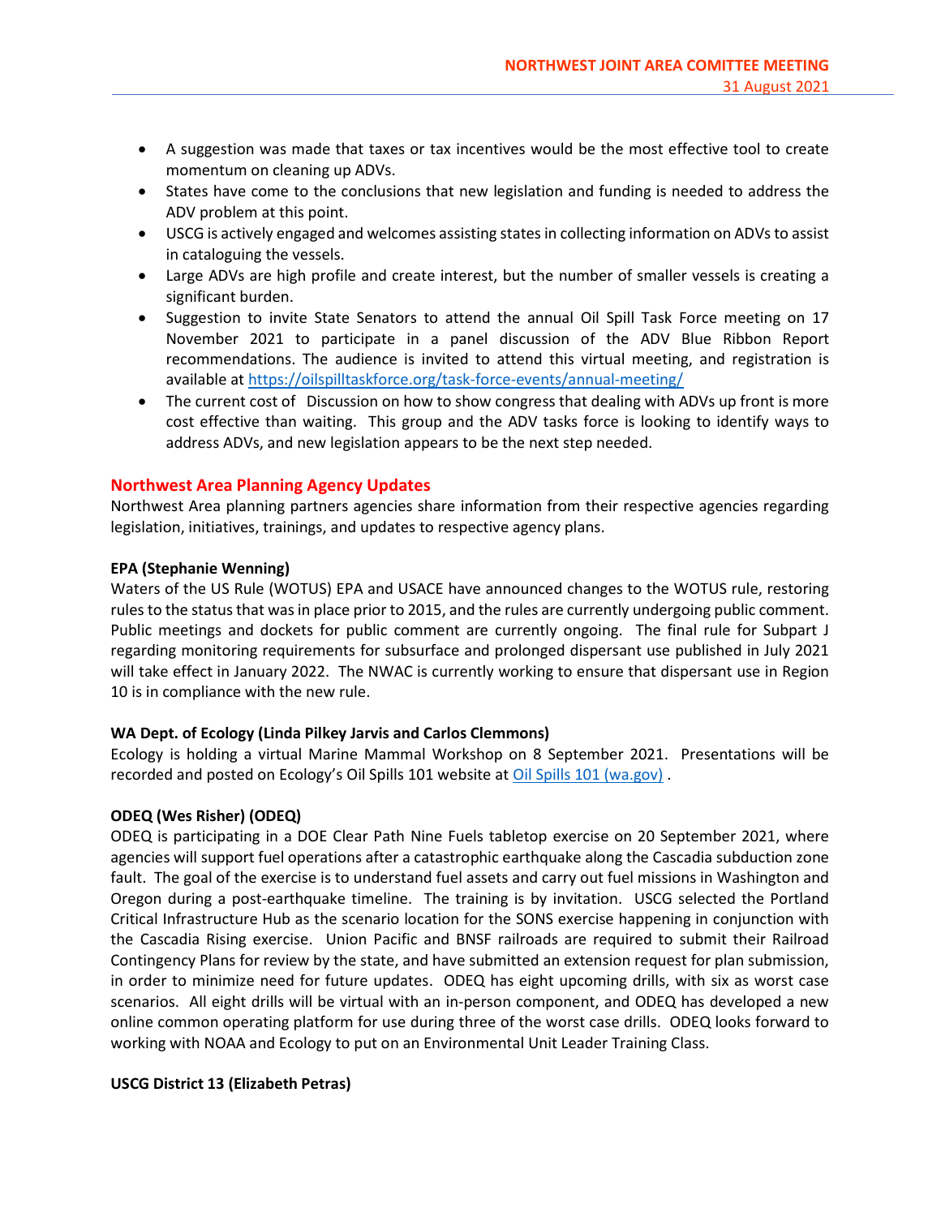- A suggestion was made that taxes or tax incentives would be the most effective tool to create momentum on cleaning up ADVs.
- States have come to the conclusions that new legislation and funding is needed to address the ADV problem at this point.
- USCG is actively engaged and welcomes assisting states in collecting information on ADVs to assist in cataloguing the vessels.
- Large ADVs are high profile and create interest, but the number of smaller vessels is creating a significant burden.
- Suggestion to invite State Senators to attend the annual Oil Spill Task Force meeting on 17 November 2021 to participate in a panel discussion of the ADV Blue Ribbon Report recommendations. The audience is invited to attend this virtual meeting, and registration is available at [https://oilspilltaskforce.org/task-force-events/annual-meeting/](https://oilspilltaskforce.org/task-force-events/annual-meeting/)
- The current cost of Discussion on how to show congress that dealing with ADVs up front is more cost effective than waiting. This group and the ADV tasks force is looking to identify ways to address ADVs, and new legislation appears to be the next step needed.

## Northwest Area Planning Agency Updates

Northwest Area planning partners agencies share information from their respective agencies regarding legislation, initiatives, trainings, and updates to respective agency plans.

**EPA (Stephanie Wenning)**

Waters of the US Rule (WOTUS) EPA and USACE have announced changes to the WOTUS rule, restoring rules to the status that was in place prior to 2015, and the rules are currently undergoing public comment. Public meetings and dockets for public comment are currently ongoing. The final rule for Subpart J regarding monitoring requirements for subsurface and prolonged dispersant use published in July 2021 will take effect in January 2022. The NWAC is currently working to ensure that dispersant use in Region 10 is in compliance with the new rule.

**WA Dept. of Ecology (Linda Pilkey Jarvis and Carlos Clemmons)**

Ecology is holding a virtual Marine Mammal Workshop on 8 September 2021. Presentations will be recorded and posted on Ecology's Oil Spills 101 website at Oil Spills 101 (wa.gov) .

**ODEQ (Wes Risher) (ODEQ)**

ODEQ is participating in a DOE Clear Path Nine Fuels tabletop exercise on 20 September 2021, where agencies will support fuel operations after a catastrophic earthquake along the Cascadia subduction zone fault. The goal of the exercise is to understand fuel assets and carry out fuel missions in Washington and Oregon during a post-earthquake timeline. The training is by invitation. USCG selected the Portland Critical Infrastructure Hub as the scenario location for the SONS exercise happening in conjunction with the Cascadia Rising exercise. Union Pacific and BNSF railroads are required to submit their Railroad Contingency Plans for review by the state, and have submitted an extension request for plan submission, in order to minimize need for future updates. ODEQ has eight upcoming drills, with six as worst case scenarios. All eight drills will be virtual with an in-person component, and ODEQ has developed a new online common operating platform for use during three of the worst case drills. ODEQ looks forward to working with NOAA and Ecology to put on an Environmental Unit Leader Training Class.

**USCG District 13 (Elizabeth Petras)**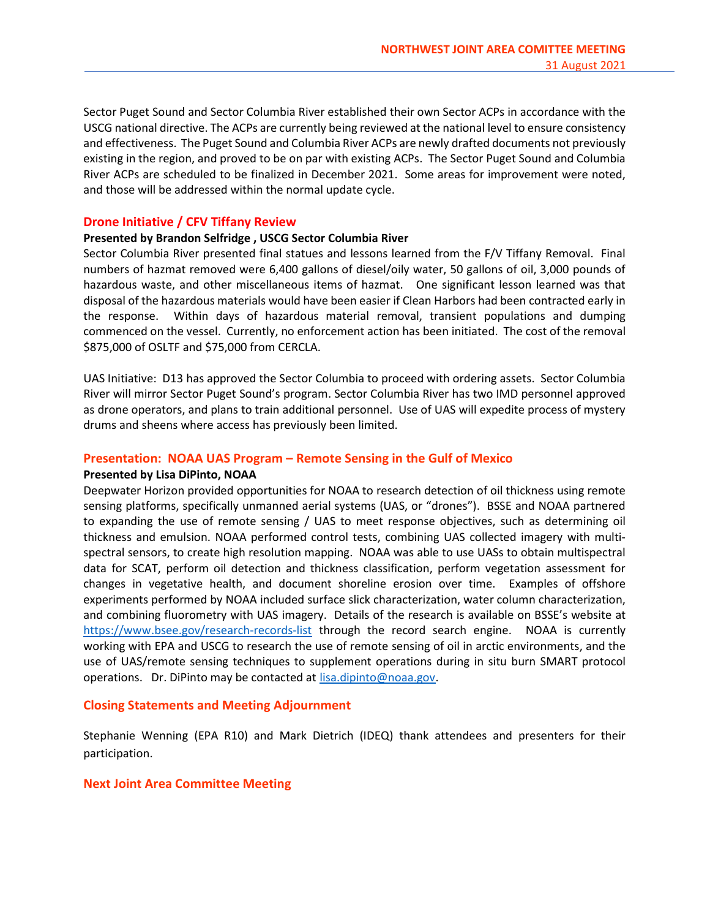Sector Puget Sound and Sector Columbia River established their own Sector ACPs in accordance with the USCG national directive. The ACPs are currently being reviewed at the national level to ensure consistency and effectiveness. The Puget Sound and Columbia River ACPs are newly drafted documents not previously existing in the region, and proved to be on par with existing ACPs. The Sector Puget Sound and Columbia River ACPs are scheduled to be finalized in December 2021. Some areas for improvement were noted, and those will be addressed within the normal update cycle.

## Drone Initiative / CFV Tiffany Review

**Presented by Brandon Selfridge , USCG Sector Columbia River**

Sector Columbia River presented final statues and lessons learned from the F/V Tiffany Removal. Final numbers of hazmat removed were 6,400 gallons of diesel/oily water, 50 gallons of oil, 3,000 pounds of hazardous waste, and other miscellaneous items of hazmat. One significant lesson learned was that disposal of the hazardous materials would have been easier if Clean Harbors had been contracted early in the response. Within days of hazardous material removal, transient populations and dumping commenced on the vessel. Currently, no enforcement action has been initiated. The cost of the removal $875,000 of OSLTF and $75,000 from CERCLA.

UAS Initiative: D13 has approved the Sector Columbia to proceed with ordering assets. Sector Columbia River will mirror Sector Puget Sound's program. Sector Columbia River has two IMD personnel approved as drone operators, and plans to train additional personnel. Use of UAS will expedite process of mystery drums and sheens where access has previously been limited.

## Presentation: NOAA UAS Program – Remote Sensing in the Gulf of Mexico

**Presented by Lisa DiPinto, NOAA**

Deepwater Horizon provided opportunities for NOAA to research detection of oil thickness using remote sensing platforms, specifically unmanned aerial systems (UAS, or "drones"). BSSE and NOAA partnered to expanding the use of remote sensing / UAS to meet response objectives, such as determining oil thickness and emulsion. NOAA performed control tests, combining UAS collected imagery with multi-spectral sensors, to create high resolution mapping. NOAA was able to use UASs to obtain multispectral data for SCAT, perform oil detection and thickness classification, perform vegetation assessment for changes in vegetative health, and document shoreline erosion over time. Examples of offshore experiments performed by NOAA included surface slick characterization, water column characterization, and combining fluorometry with UAS imagery. Details of the research is available on BSSE's website at https://www.bsee.gov/research-records-list through the record search engine. NOAA is currently working with EPA and USCG to research the use of remote sensing of oil in arctic environments, and the use of UAS/remote sensing techniques to supplement operations during in situ burn SMART protocol operations. Dr. DiPinto may be contacted at lisa.dipinto@noaa.gov.

## Closing Statements and Meeting Adjournment

Stephanie Wenning (EPA R10) and Mark Dietrich (IDEQ) thank attendees and presenters for their participation.

## Next Joint Area Committee Meeting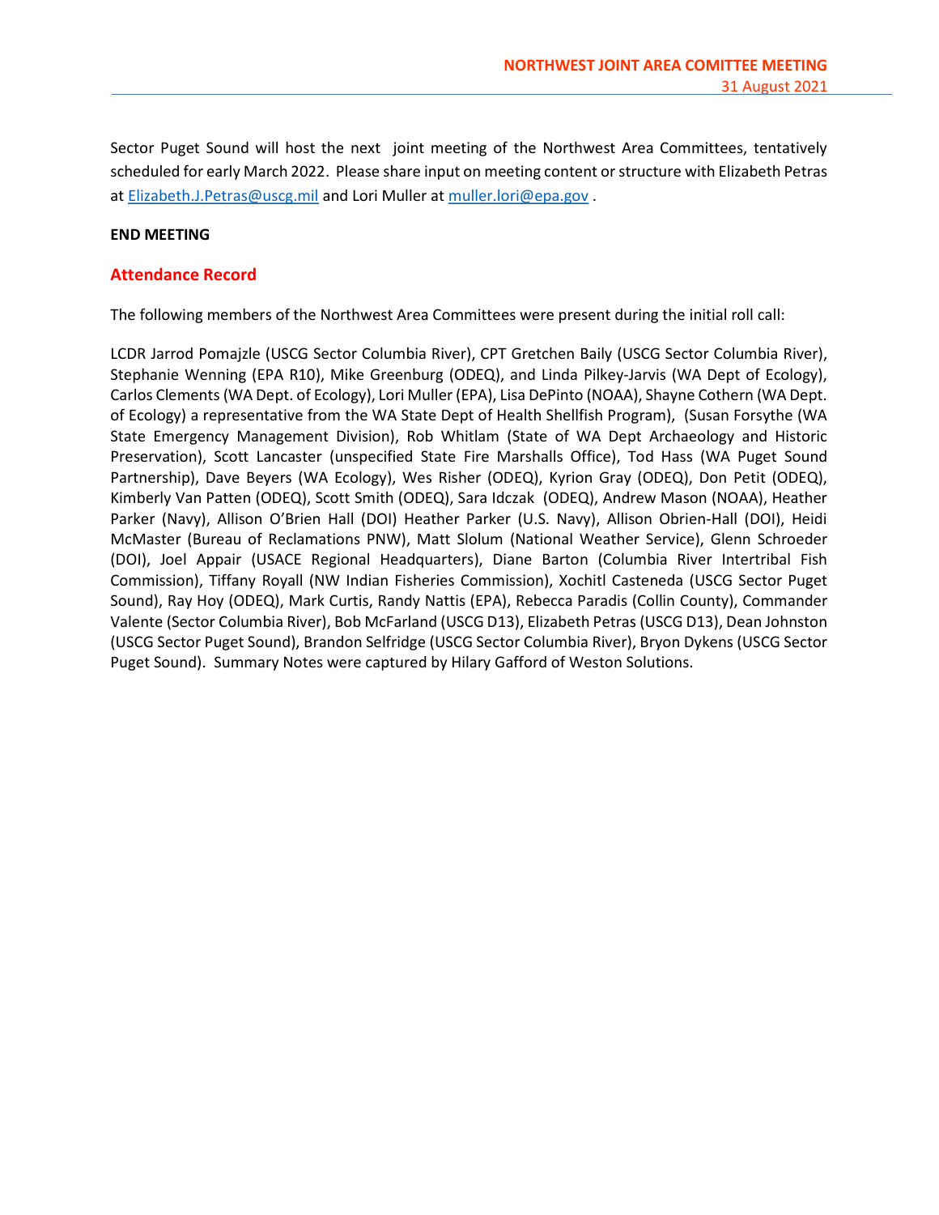Sector Puget Sound will host the next joint meeting of the Northwest Area Committees, tentatively scheduled for early March 2022. Please share input on meeting content or structure with Elizabeth Petras at Elizabeth.J.Petras@uscg.mil and Lori Muller at muller.lori@epa.gov .

**END MEETING**

## Attendance Record

The following members of the Northwest Area Committees were present during the initial roll call:

LCDR Jarrod Pomajzle (USCG Sector Columbia River), CPT Gretchen Baily (USCG Sector Columbia River), Stephanie Wenning (EPA R10), Mike Greenburg (ODEQ), and Linda Pilkey-Jarvis (WA Dept of Ecology), Carlos Clements (WA Dept. of Ecology), Lori Muller (EPA), Lisa DePinto (NOAA), Shayne Cothern (WA Dept. of Ecology) a representative from the WA State Dept of Health Shellfish Program), (Susan Forsythe (WA State Emergency Management Division), Rob Whitlam (State of WA Dept Archaeology and Historic Preservation), Scott Lancaster (unspecified State Fire Marshalls Office), Tod Hass (WA Puget Sound Partnership), Dave Beyers (WA Ecology), Wes Risher (ODEQ), Kyrion Gray (ODEQ), Don Petit (ODEQ), Kimberly Van Patten (ODEQ), Scott Smith (ODEQ), Sara Idczak (ODEQ), Andrew Mason (NOAA), Heather Parker (Navy), Allison O'Brien Hall (DOI) Heather Parker (U.S. Navy), Allison Obrien-Hall (DOI), Heidi McMaster (Bureau of Reclamations PNW), Matt Slolum (National Weather Service), Glenn Schroeder (DOI), Joel Appair (USACE Regional Headquarters), Diane Barton (Columbia River Intertribal Fish Commission), Tiffany Royall (NW Indian Fisheries Commission), Xochitl Casteneda (USCG Sector Puget Sound), Ray Hoy (ODEQ), Mark Curtis, Randy Nattis (EPA), Rebecca Paradis (Collin County), Commander Valente (Sector Columbia River), Bob McFarland (USCG D13), Elizabeth Petras (USCG D13), Dean Johnston (USCG Sector Puget Sound), Brandon Selfridge (USCG Sector Columbia River), Bryon Dykens (USCG Sector Puget Sound). Summary Notes were captured by Hilary Gafford of Weston Solutions.